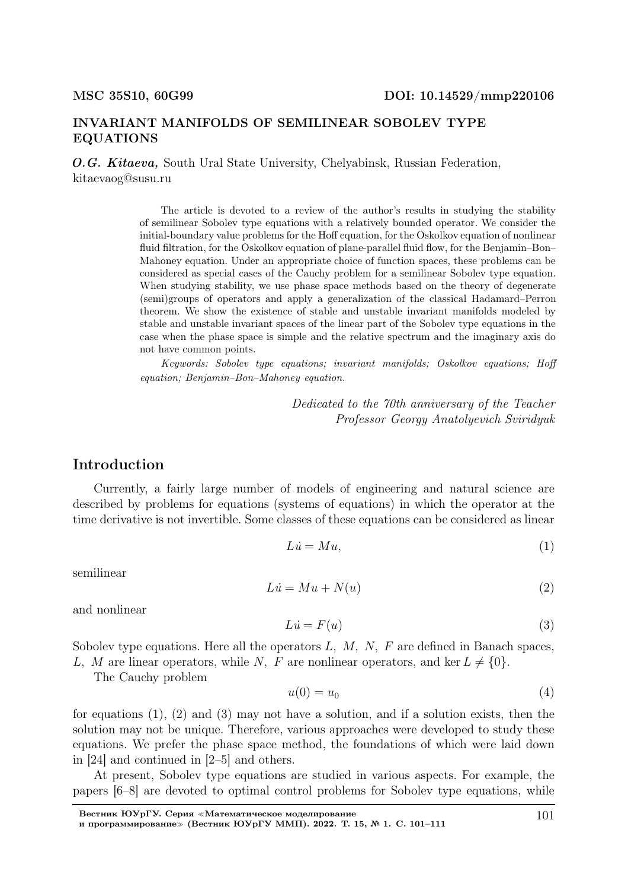**MSC 35S10, 60G99** **DOI: 10.14529/mmp220106**

# INVARIANT MANIFOLDS OF SEMILINEAR SOBOLEV TYPE EQUATIONS

***O.G. Kitaeva,*** South Ural State University, Chelyabinsk, Russian Federation, kitaevaog@susu.ru

The article is devoted to a review of the author's results in studying the stability of semilinear Sobolev type equations with a relatively bounded operator. We consider the initial-boundary value problems for the Hoff equation, for the Oskolkov equation of nonlinear fluid filtration, for the Oskolkov equation of plane-parallel fluid flow, for the Benjamin–Bon–Mahoney equation. Under an appropriate choice of function spaces, these problems can be considered as special cases of the Cauchy problem for a semilinear Sobolev type equation. When studying stability, we use phase space methods based on the theory of degenerate (semi)groups of operators and apply a generalization of the classical Hadamard–Perron theorem. We show the existence of stable and unstable invariant manifolds modeled by stable and unstable invariant spaces of the linear part of the Sobolev type equations in the case when the phase space is simple and the relative spectrum and the imaginary axis do not have common points.

*Keywords: Sobolev type equations; invariant manifolds; Oskolkov equations; Hoff equation; Benjamin–Bon–Mahoney equation.*

*Dedicated to the 70th anniversary of the Teacher*
*Professor Georgy Anatolyevich Sviridyuk*

## Introduction

Currently, a fairly large number of models of engineering and natural science are described by problems for equations (systems of equations) in which the operator at the time derivative is not invertible. Some classes of these equations can be considered as linear

$$L\dot{u} = Mu, \tag{1}$$

semilinear

$$L\dot{u} = Mu + N(u) \tag{2}$$

and nonlinear

$$L\dot{u} = F(u) \tag{3}$$

Sobolev type equations. Here all the operators $L,\ M,\ N,\ F$ are defined in Banach spaces, $L,\ M$ are linear operators, while $N,\ F$ are nonlinear operators, and $\ker L \neq \{0\}$.

The Cauchy problem

$$u(0) = u_0 \tag{4}$$

for equations (1), (2) and (3) may not have a solution, and if a solution exists, then the solution may not be unique. Therefore, various approaches were developed to study these equations. We prefer the phase space method, the foundations of which were laid down in [24] and continued in [2–5] and others.

At present, Sobolev type equations are studied in various aspects. For example, the papers [6–8] are devoted to optimal control problems for Sobolev type equations, while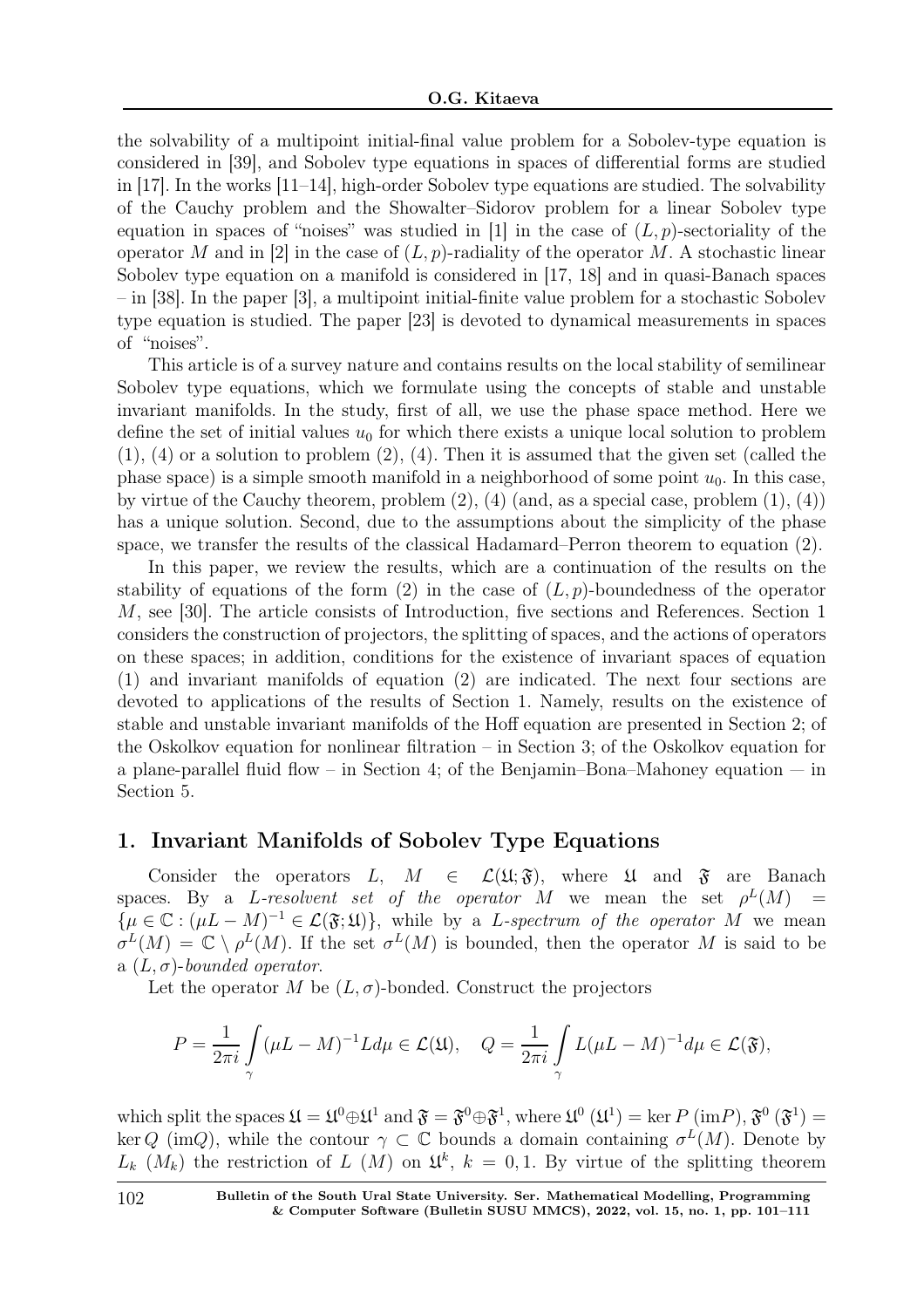the solvability of a multipoint initial-final value problem for a Sobolev-type equation is considered in [39], and Sobolev type equations in spaces of differential forms are studied in [17]. In the works [11–14], high-order Sobolev type equations are studied. The solvability of the Cauchy problem and the Showalter–Sidorov problem for a linear Sobolev type equation in spaces of "noises" was studied in [1] in the case of $(L, p)$-sectoriality of the operator $M$ and in [2] in the case of $(L, p)$-radiality of the operator $M$. A stochastic linear Sobolev type equation on a manifold is considered in [17, 18] and in quasi-Banach spaces – in [38]. In the paper [3], a multipoint initial-finite value problem for a stochastic Sobolev type equation is studied. The paper [23] is devoted to dynamical measurements in spaces of "noises".

This article is of a survey nature and contains results on the local stability of semilinear Sobolev type equations, which we formulate using the concepts of stable and unstable invariant manifolds. In the study, first of all, we use the phase space method. Here we define the set of initial values $u_0$ for which there exists a unique local solution to problem (1), (4) or a solution to problem (2), (4). Then it is assumed that the given set (called the phase space) is a simple smooth manifold in a neighborhood of some point $u_0$. In this case, by virtue of the Cauchy theorem, problem (2), (4) (and, as a special case, problem (1), (4)) has a unique solution. Second, due to the assumptions about the simplicity of the phase space, we transfer the results of the classical Hadamard–Perron theorem to equation (2).

In this paper, we review the results, which are a continuation of the results on the stability of equations of the form (2) in the case of $(L, p)$-boundedness of the operator $M$, see [30]. The article consists of Introduction, five sections and References. Section 1 considers the construction of projectors, the splitting of spaces, and the actions of operators on these spaces; in addition, conditions for the existence of invariant spaces of equation (1) and invariant manifolds of equation (2) are indicated. The next four sections are devoted to applications of the results of Section 1. Namely, results on the existence of stable and unstable invariant manifolds of the Hoff equation are presented in Section 2; of the Oskolkov equation for nonlinear filtration – in Section 3; of the Oskolkov equation for a plane-parallel fluid flow – in Section 4; of the Benjamin–Bona–Mahoney equation — in Section 5.

## 1. Invariant Manifolds of Sobolev Type Equations

Consider the operators $L, M \in \mathcal{L}(\mathfrak{U}; \mathfrak{F})$, where $\mathfrak{U}$ and $\mathfrak{F}$ are Banach spaces. By a *L-resolvent set of the operator* $M$ we mean the set $\rho^L(M) = \{\mu \in \mathbb{C} : (\mu L - M)^{-1} \in \mathcal{L}(\mathfrak{F}; \mathfrak{U})\}$, while by a *L-spectrum of the operator* $M$ we mean $\sigma^L(M) = \mathbb{C} \setminus \rho^L(M)$. If the set $\sigma^L(M)$ is bounded, then the operator $M$ is said to be a *$(L, \sigma)$-bounded operator*.

Let the operator $M$ be $(L, \sigma)$-bonded. Construct the projectors

$$P = \frac{1}{2\pi i} \int_\gamma (\mu L - M)^{-1} L d\mu \in \mathcal{L}(\mathfrak{U}), \quad Q = \frac{1}{2\pi i} \int_\gamma L(\mu L - M)^{-1} d\mu \in \mathcal{L}(\mathfrak{F}),$$

which split the spaces $\mathfrak{U} = \mathfrak{U}^0 \oplus \mathfrak{U}^1$ and $\mathfrak{F} = \mathfrak{F}^0 \oplus \mathfrak{F}^1$, where $\mathfrak{U}^0$ $(\mathfrak{U}^1) = \ker P$ $(\mathrm{im} P)$, $\mathfrak{F}^0$ $(\mathfrak{F}^1) = \ker Q$ $(\mathrm{im} Q)$, while the contour $\gamma \subset \mathbb{C}$ bounds a domain containing $\sigma^L(M)$. Denote by $L_k$ $(M_k)$ the restriction of $L$ $(M)$ on $\mathfrak{U}^k$, $k = 0, 1$. By virtue of the splitting theorem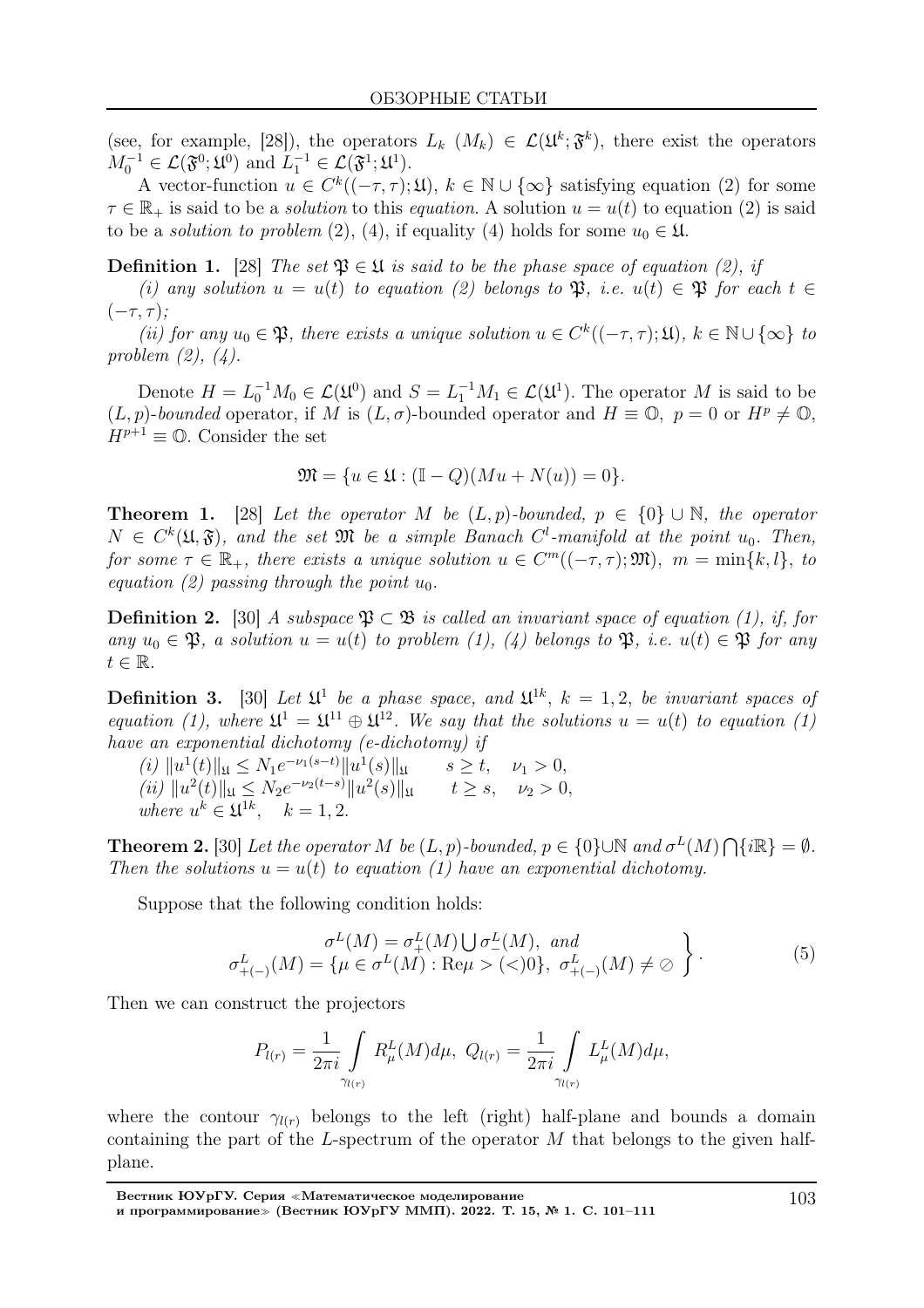(see, for example, [28]), the operators $L_k$ $(M_k) \in \mathcal{L}(\mathfrak{U}^k; \mathfrak{F}^k)$, there exist the operators $M_0^{-1} \in \mathcal{L}(\mathfrak{F}^0; \mathfrak{U}^0)$ and $L_1^{-1} \in \mathcal{L}(\mathfrak{F}^1; \mathfrak{U}^1)$.

A vector-function $u \in C^k((-\tau, \tau); \mathfrak{U})$, $k \in \mathbb{N} \cup \{\infty\}$ satisfying equation (2) for some $\tau \in \mathbb{R}_+$ is said to be a *solution* to this *equation*. A solution $u = u(t)$ to equation (2) is said to be a *solution to problem* (2), (4), if equality (4) holds for some $u_0 \in \mathfrak{U}$.

**Definition 1.** [28] *The set $\mathfrak{P} \in \mathfrak{U}$ is said to be the phase space of equation (2), if*

*(i) any solution $u = u(t)$ to equation (2) belongs to $\mathfrak{P}$, i.e. $u(t) \in \mathfrak{P}$ for each $t \in (-\tau, \tau)$;*

*(ii) for any $u_0 \in \mathfrak{P}$, there exists a unique solution $u \in C^k((-\tau, \tau); \mathfrak{U})$, $k \in \mathbb{N} \cup \{\infty\}$ to problem (2), (4).*

Denote $H = L_0^{-1} M_0 \in \mathcal{L}(\mathfrak{U}^0)$ and $S = L_1^{-1} M_1 \in \mathcal{L}(\mathfrak{U}^1)$. The operator $M$ is said to be $(L, p)$-*bounded* operator, if $M$ is $(L, \sigma)$-bounded operator and $H \equiv \mathbb{O}$, $p = 0$ or $H^p \neq \mathbb{O}$, $H^{p+1} \equiv \mathbb{O}$. Consider the set

$$\mathfrak{M} = \{u \in \mathfrak{U} : (\mathbb{I} - Q)(Mu + N(u)) = 0\}.$$

**Theorem 1.** [28] *Let the operator $M$ be $(L, p)$-bounded, $p \in \{0\} \cup \mathbb{N}$, the operator $N \in C^k(\mathfrak{U}, \mathfrak{F})$, and the set $\mathfrak{M}$ be a simple Banach $C^l$-manifold at the point $u_0$. Then, for some $\tau \in \mathbb{R}_+$, there exists a unique solution $u \in C^m((-\tau, \tau); \mathfrak{M})$, $m = \min\{k, l\}$, to equation (2) passing through the point $u_0$.*

**Definition 2.** [30] *A subspace $\mathfrak{P} \subset \mathfrak{B}$ is called an invariant space of equation (1), if, for any $u_0 \in \mathfrak{P}$, a solution $u = u(t)$ to problem (1), (4) belongs to $\mathfrak{P}$, i.e. $u(t) \in \mathfrak{P}$ for any $t \in \mathbb{R}$.*

**Definition 3.** [30] *Let $\mathfrak{U}^1$ be a phase space, and $\mathfrak{U}^{1k}$, $k = 1, 2$, be invariant spaces of equation (1), where $\mathfrak{U}^1 = \mathfrak{U}^{11} \oplus \mathfrak{U}^{12}$. We say that the solutions $u = u(t)$ to equation (1) have an exponential dichotomy (e-dichotomy) if*

*(i) $\|u^1(t)\|_{\mathfrak{U}} \leq N_1 e^{-\nu_1(s-t)} \|u^1(s)\|_{\mathfrak{U}}$ $\quad s \geq t, \quad \nu_1 > 0$,*
*(ii) $\|u^2(t)\|_{\mathfrak{U}} \leq N_2 e^{-\nu_2(t-s)} \|u^2(s)\|_{\mathfrak{U}}$ $\quad t \geq s, \quad \nu_2 > 0$,*
*where $u^k \in \mathfrak{U}^{1k}$, $\quad k = 1, 2$.*

**Theorem 2.** [30] *Let the operator $M$ be $(L, p)$-bounded, $p \in \{0\} \cup \mathbb{N}$ and $\sigma^L(M) \bigcap \{i\mathbb{R}\} = \emptyset$. Then the solutions $u = u(t)$ to equation (1) have an exponential dichotomy.*

Suppose that the following condition holds:

$$\left.\begin{array}{c} \sigma^L(M) = \sigma^L_+(M) \bigcup \sigma^L_-(M), \text{ and} \\ \sigma^L_{+(-)}(M) = \{\mu \in \sigma^L(M) : \mathrm{Re}\mu > (<) 0\}, \ \sigma^L_{+(-)}(M) \neq \oslash \end{array}\right\}. \tag{5}$$

Then we can construct the projectors

$$P_{l(r)} = \frac{1}{2\pi i} \int\limits_{\gamma_{l(r)}} R^L_\mu(M) d\mu, \ Q_{l(r)} = \frac{1}{2\pi i} \int\limits_{\gamma_{l(r)}} L^L_\mu(M) d\mu,$$

where the contour $\gamma_{l(r)}$ belongs to the left (right) half-plane and bounds a domain containing the part of the $L$-spectrum of the operator $M$ that belongs to the given half-plane.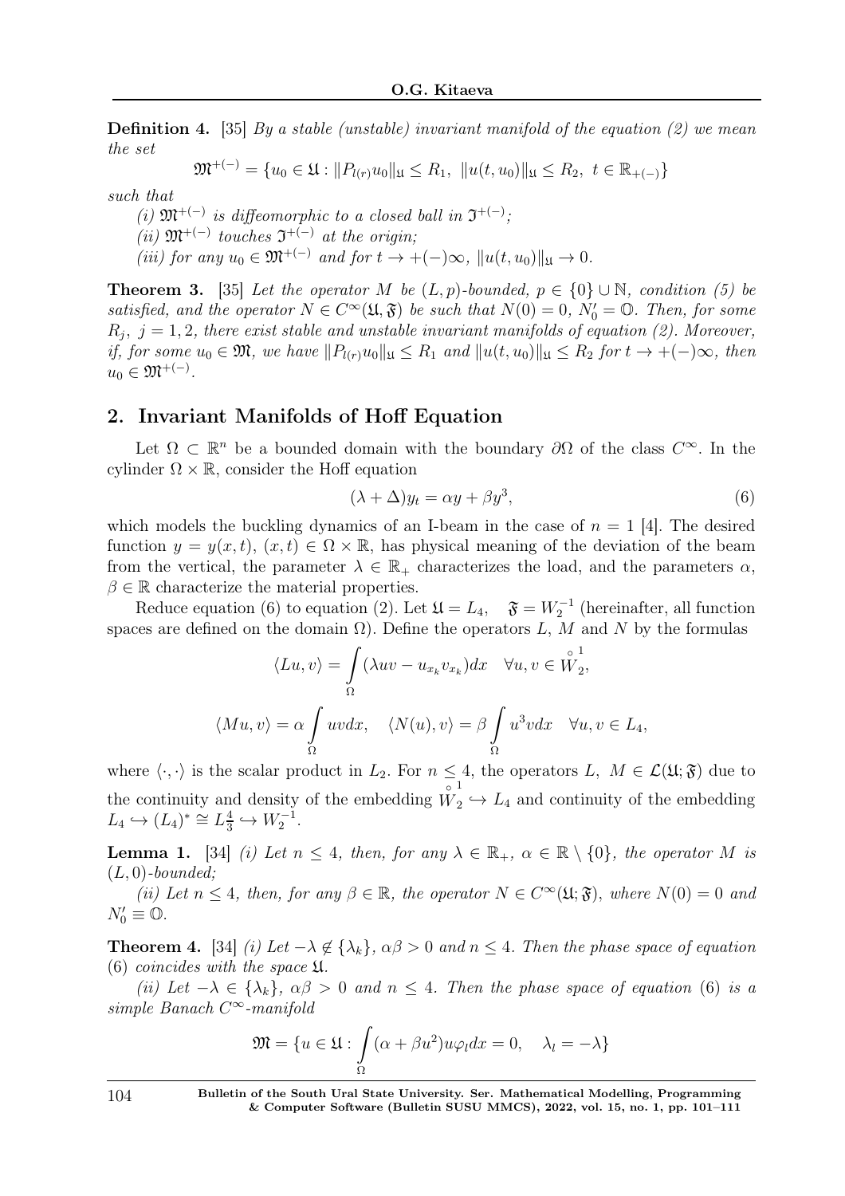**Definition 4.** [35] *By a stable (unstable) invariant manifold of the equation (2) we mean the set*

$$\mathfrak{M}^{+(-)} = \{u_0 \in \mathfrak{U} : \|P_{l(r)}u_0\|_{\mathfrak{U}} \leq R_1, \ \|u(t, u_0)\|_{\mathfrak{U}} \leq R_2, \ t \in \mathbb{R}_{+(-)}\}$$

*such that*

*(i) $\mathfrak{M}^{+(-)}$ is diffeomorphic to a closed ball in $\mathfrak{I}^{+(-)}$;*

*(ii) $\mathfrak{M}^{+(-)}$ touches $\mathfrak{I}^{+(-)}$ at the origin;*

*(iii) for any $u_0 \in \mathfrak{M}^{+(-)}$ and for $t \to +(-)\infty$, $\|u(t, u_0)\|_{\mathfrak{U}} \to 0$.*

**Theorem 3.** [35] *Let the operator $M$ be $(L, p)$-bounded, $p \in \{0\} \cup \mathbb{N}$, condition (5) be satisfied, and the operator $N \in C^\infty(\mathfrak{U}, \mathfrak{F})$ be such that $N(0) = 0$, $N'_0 = \mathbb{O}$. Then, for some $R_j$, $j = 1, 2$, there exist stable and unstable invariant manifolds of equation (2). Moreover, if, for some $u_0 \in \mathfrak{M}$, we have $\|P_{l(r)}u_0\|_{\mathfrak{U}} \leq R_1$ and $\|u(t, u_0)\|_{\mathfrak{U}} \leq R_2$ for $t \to +(-)\infty$, then $u_0 \in \mathfrak{M}^{+(-)}$.*

## 2. Invariant Manifolds of Hoff Equation

Let $\Omega \subset \mathbb{R}^n$ be a bounded domain with the boundary $\partial\Omega$ of the class $C^\infty$. In the cylinder $\Omega \times \mathbb{R}$, consider the Hoff equation

$$(\lambda + \Delta)y_t = \alpha y + \beta y^3, \tag{6}$$

which models the buckling dynamics of an I-beam in the case of $n = 1$ [4]. The desired function $y = y(x, t)$, $(x, t) \in \Omega \times \mathbb{R}$, has physical meaning of the deviation of the beam from the vertical, the parameter $\lambda \in \mathbb{R}_+$ characterizes the load, and the parameters $\alpha$, $\beta \in \mathbb{R}$ characterize the material properties.

Reduce equation (6) to equation (2). Let $\mathfrak{U} = L_4$, $\quad \mathfrak{F} = W_2^{-1}$ (hereinafter, all function spaces are defined on the domain $\Omega$). Define the operators $L$, $M$ and $N$ by the formulas

$$\langle Lu, v \rangle = \int\limits_\Omega (\lambda uv - u_{x_k} v_{x_k}) dx \quad \forall u, v \in \overset{\circ}{W}{}_2^1,$$

$$\langle Mu, v \rangle = \alpha \int\limits_\Omega uv dx, \quad \langle N(u), v \rangle = \beta \int\limits_\Omega u^3 v dx \quad \forall u, v \in L_4,$$

where $\langle \cdot, \cdot \rangle$ is the scalar product in $L_2$. For $n \leq 4$, the operators $L$, $M \in \mathcal{L}(\mathfrak{U}; \mathfrak{F})$ due to the continuity and density of the embedding $\overset{\circ}{W}{}_2^1 \hookrightarrow L_4$ and continuity of the embedding $L_4 \hookrightarrow (L_4)^* \cong L_{\frac{4}{3}} \hookrightarrow W_2^{-1}$.

**Lemma 1.** [34] *(i) Let $n \leq 4$, then, for any $\lambda \in \mathbb{R}_+$, $\alpha \in \mathbb{R} \setminus \{0\}$, the operator $M$ is $(L, 0)$-bounded;*

*(ii) Let $n \leq 4$, then, for any $\beta \in \mathbb{R}$, the operator $N \in C^\infty(\mathfrak{U}; \mathfrak{F})$, where $N(0) = 0$ and $N'_0 \equiv \mathbb{O}$.*

**Theorem 4.** [34] *(i) Let $-\lambda \notin \{\lambda_k\}$, $\alpha\beta > 0$ and $n \leq 4$. Then the phase space of equation* (6) *coincides with the space $\mathfrak{U}$.*

*(ii) Let $-\lambda \in \{\lambda_k\}$, $\alpha\beta > 0$ and $n \leq 4$. Then the phase space of equation* (6) *is a simple Banach $C^\infty$-manifold*

$$\mathfrak{M} = \{u \in \mathfrak{U} : \int\limits_\Omega (\alpha + \beta u^2) u \varphi_l dx = 0, \quad \lambda_l = -\lambda\}$$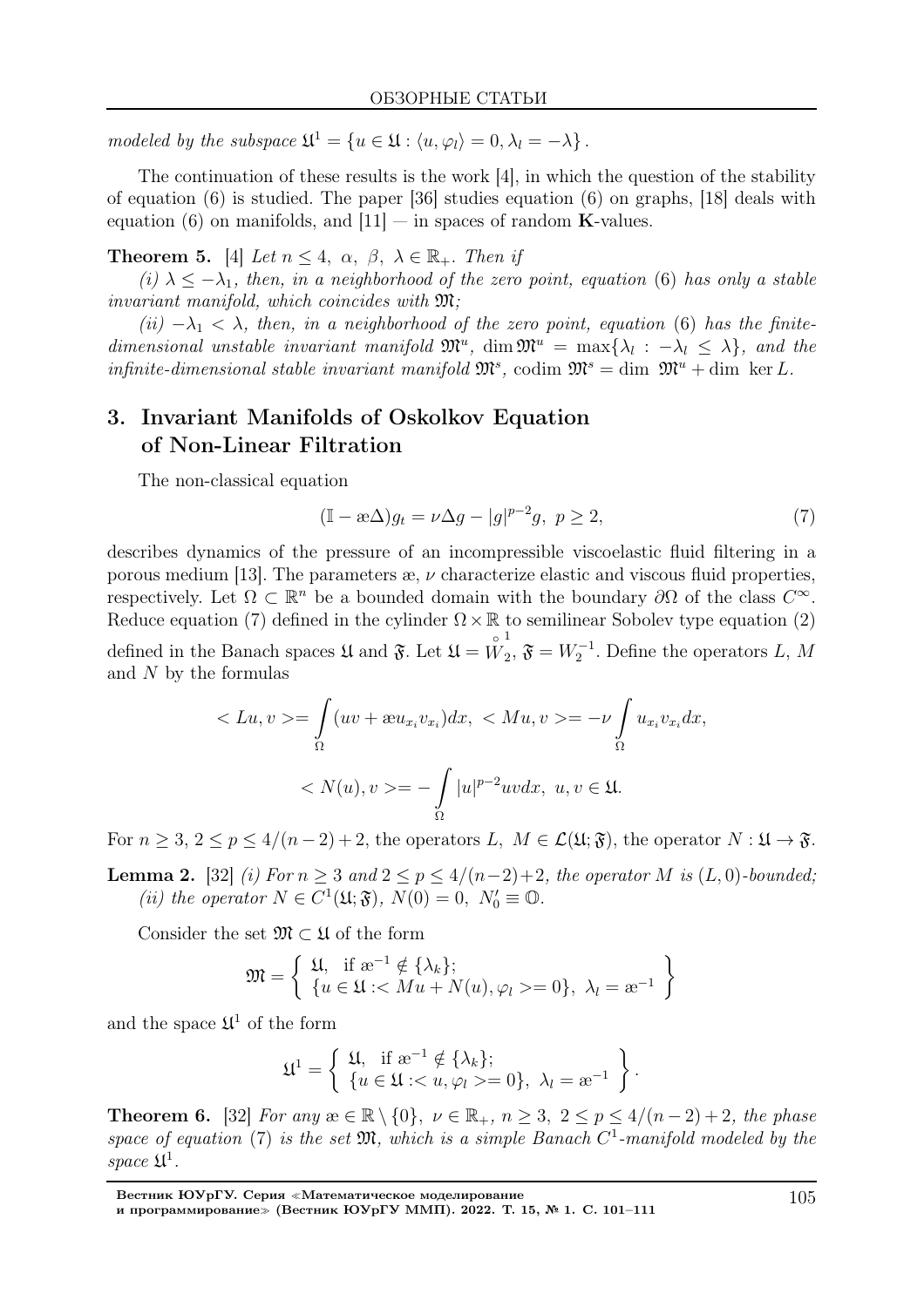*modeled by the subspace* $\mathfrak{U}^1 = \{u \in \mathfrak{U} : \langle u, \varphi_l \rangle = 0, \lambda_l = -\lambda\}$.

The continuation of these results is the work [4], in which the question of the stability of equation (6) is studied. The paper [36] studies equation (6) on graphs, [18] deals with equation (6) on manifolds, and [11] — in spaces of random **K**-values.

**Theorem 5.** [4] *Let* $n \le 4$, $\alpha$, $\beta$, $\lambda \in \mathbb{R}_+$. *Then if*

*(i)* $\lambda \le -\lambda_1$, *then, in a neighborhood of the zero point, equation* (6) *has only a stable invariant manifold, which coincides with* $\mathfrak{M}$*;*

*(ii)* $-\lambda_1 < \lambda$, *then, in a neighborhood of the zero point, equation* (6) *has the finite-dimensional unstable invariant manifold* $\mathfrak{M}^u$, $\dim \mathfrak{M}^u = \max\{\lambda_l : -\lambda_l \le \lambda\}$, *and the infinite-dimensional stable invariant manifold* $\mathfrak{M}^s$, $\operatorname{codim} \mathfrak{M}^s = \dim \mathfrak{M}^u + \dim \ker L$.

## 3. Invariant Manifolds of Oskolkov Equation of Non-Linear Filtration

The non-classical equation

$$(\mathbb{I} - æ\Delta) g_t = \nu \Delta g - |g|^{p-2} g, \; p \ge 2, \tag{7}$$

describes dynamics of the pressure of an incompressible viscoelastic fluid filtering in a porous medium [13]. The parameters æ, $\nu$ characterize elastic and viscous fluid properties, respectively. Let $\Omega \subset \mathbb{R}^n$ be a bounded domain with the boundary $\partial\Omega$ of the class $C^\infty$. Reduce equation (7) defined in the cylinder $\Omega \times \mathbb{R}$ to semilinear Sobolev type equation (2) defined in the Banach spaces $\mathfrak{U}$ and $\mathfrak{F}$. Let $\mathfrak{U} = \overset{\circ}{W}{}^1_2$, $\mathfrak{F} = W_2^{-1}$. Define the operators $L$, $M$ and $N$ by the formulas

$$< Lu, v >= \int\limits_\Omega (uv + æ u_{x_i} v_{x_i}) dx, \; < Mu, v >= -\nu \int\limits_\Omega u_{x_i} v_{x_i} dx,$$

$$< N(u), v >= -\int\limits_\Omega |u|^{p-2} uv dx, \; u, v \in \mathfrak{U}.$$

For $n \ge 3$, $2 \le p \le 4/(n-2) + 2$, the operators $L$, $M \in \mathcal{L}(\mathfrak{U}; \mathfrak{F})$, the operator $N : \mathfrak{U} \to \mathfrak{F}$.

**Lemma 2.** [32] *(i) For* $n \ge 3$ *and* $2 \le p \le 4/(n-2)+2$, *the operator* $M$ *is* $(L, 0)$*-bounded;*
*(ii) the operator* $N \in C^1(\mathfrak{U}; \mathfrak{F})$, $N(0) = 0$, $N'_0 \equiv \mathbb{O}$.

Consider the set $\mathfrak{M} \subset \mathfrak{U}$ of the form

$$\mathfrak{M} = \left\{ \begin{array}{l} \mathfrak{U}, \;\; \text{if } æ^{-1} \notin \{\lambda_k\}; \\ \{u \in \mathfrak{U} :< Mu + N(u), \varphi_l >= 0\}, \; \lambda_l = æ^{-1} \end{array} \right\}$$

and the space $\mathfrak{U}^1$ of the form

$$\mathfrak{U}^1 = \left\{ \begin{array}{l} \mathfrak{U}, \;\; \text{if } æ^{-1} \notin \{\lambda_k\}; \\ \{u \in \mathfrak{U} :< u, \varphi_l >= 0\}, \; \lambda_l = æ^{-1} \end{array} \right\}.$$

**Theorem 6.** [32] *For any* $æ \in \mathbb{R} \setminus \{0\}$, $\nu \in \mathbb{R}_+$, $n \ge 3$, $2 \le p \le 4/(n-2) + 2$, *the phase space of equation* (7) *is the set* $\mathfrak{M}$, *which is a simple Banach* $C^1$*-manifold modeled by the space* $\mathfrak{U}^1$.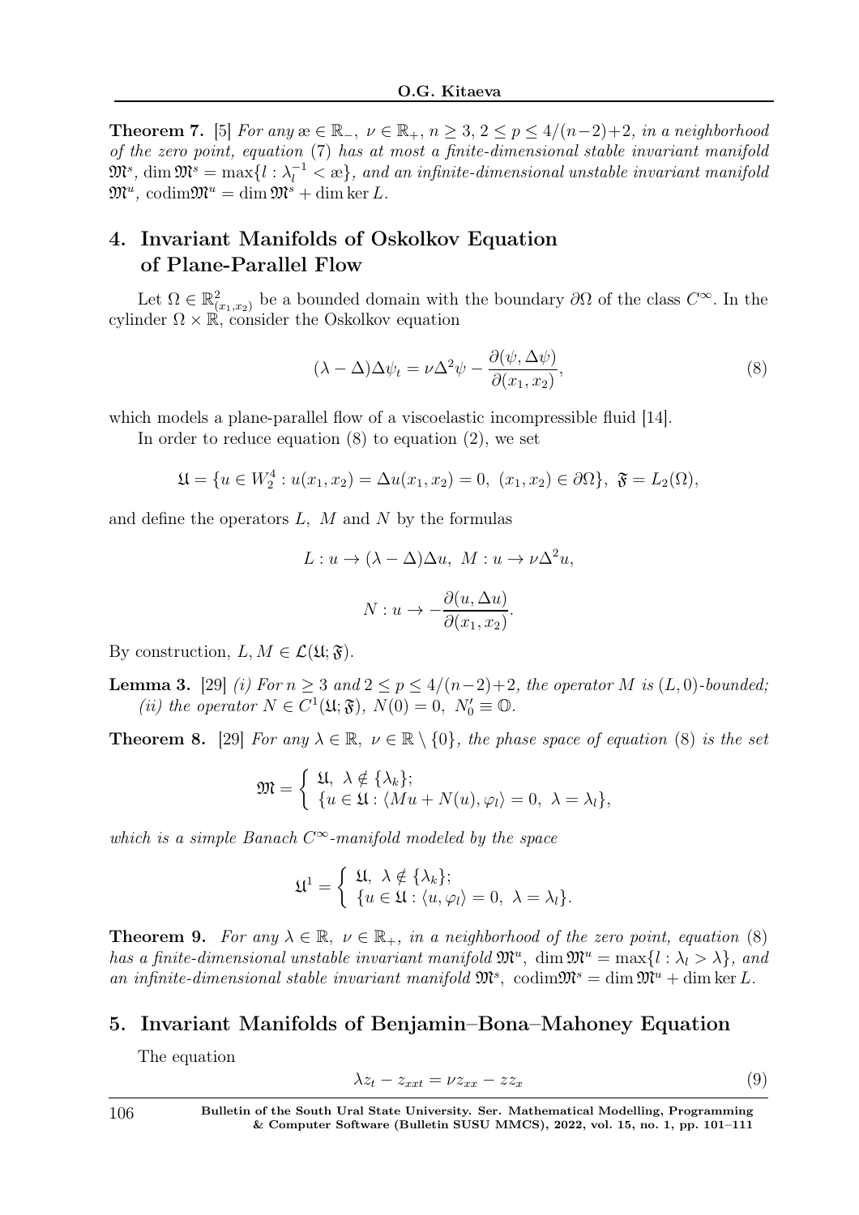**Theorem 7.** [5] *For any* $\text{æ} \in \mathbb{R}_-$, $\nu \in \mathbb{R}_+$, $n \geq 3$, $2 \leq p \leq 4/(n-2)+2$, *in a neighborhood of the zero point, equation* (7) *has at most a finite-dimensional stable invariant manifold* $\mathfrak{M}^s$, $\dim \mathfrak{M}^s = \max\{l : \lambda_l^{-1} < \text{æ}\}$, *and an infinite-dimensional unstable invariant manifold* $\mathfrak{M}^u$, $\operatorname{codim}\mathfrak{M}^u = \dim \mathfrak{M}^s + \dim \ker L$.

## 4. Invariant Manifolds of Oskolkov Equation of Plane-Parallel Flow

Let $\Omega \in \mathbb{R}^2_{(x_1,x_2)}$ be a bounded domain with the boundary $\partial\Omega$ of the class $C^\infty$. In the cylinder $\Omega \times \mathbb{R}$, consider the Oskolkov equation

$$(\lambda - \Delta)\Delta\psi_t = \nu\Delta^2\psi - \frac{\partial(\psi, \Delta\psi)}{\partial(x_1, x_2)}, \tag{8}$$

which models a plane-parallel flow of a viscoelastic incompressible fluid [14].

In order to reduce equation (8) to equation (2), we set

$$\mathfrak{U} = \{u \in W_2^4 : u(x_1, x_2) = \Delta u(x_1, x_2) = 0, \ (x_1, x_2) \in \partial\Omega\}, \ \mathfrak{F} = L_2(\Omega),$$

and define the operators $L$, $M$ and $N$ by the formulas

$$L : u \to (\lambda - \Delta)\Delta u, \ M : u \to \nu\Delta^2 u,$$

$$N : u \to -\frac{\partial(u, \Delta u)}{\partial(x_1, x_2)}.$$

By construction, $L, M \in \mathcal{L}(\mathfrak{U}; \mathfrak{F})$.

**Lemma 3.** [29] *(i) For* $n \geq 3$ *and* $2 \leq p \leq 4/(n-2)+2$, *the operator* $M$ *is* $(L, 0)$*-bounded;*
*(ii) the operator* $N \in C^1(\mathfrak{U}; \mathfrak{F})$, $N(0) = 0$, $N_0' \equiv \mathbb{O}$.

**Theorem 8.** [29] *For any* $\lambda \in \mathbb{R}$, $\nu \in \mathbb{R} \setminus \{0\}$, *the phase space of equation* (8) *is the set*

$$\mathfrak{M} = \begin{cases} \mathfrak{U}, \ \lambda \notin \{\lambda_k\}; \\ \{u \in \mathfrak{U} : \langle Mu + N(u), \varphi_l \rangle = 0, \ \lambda = \lambda_l\}, \end{cases}$$

*which is a simple Banach* $C^\infty$*-manifold modeled by the space*

$$\mathfrak{U}^1 = \begin{cases} \mathfrak{U}, \ \lambda \notin \{\lambda_k\}; \\ \{u \in \mathfrak{U} : \langle u, \varphi_l \rangle = 0, \ \lambda = \lambda_l\}. \end{cases}$$

**Theorem 9.** *For any* $\lambda \in \mathbb{R}$, $\nu \in \mathbb{R}_+$, *in a neighborhood of the zero point, equation* (8) *has a finite-dimensional unstable invariant manifold* $\mathfrak{M}^u$, $\dim \mathfrak{M}^u = \max\{l : \lambda_l > \lambda\}$, *and an infinite-dimensional stable invariant manifold* $\mathfrak{M}^s$, $\operatorname{codim}\mathfrak{M}^s = \dim \mathfrak{M}^u + \dim \ker L$.

## 5. Invariant Manifolds of Benjamin–Bona–Mahoney Equation

The equation

$$\lambda z_t - z_{xxt} = \nu z_{xx} - z z_x \tag{9}$$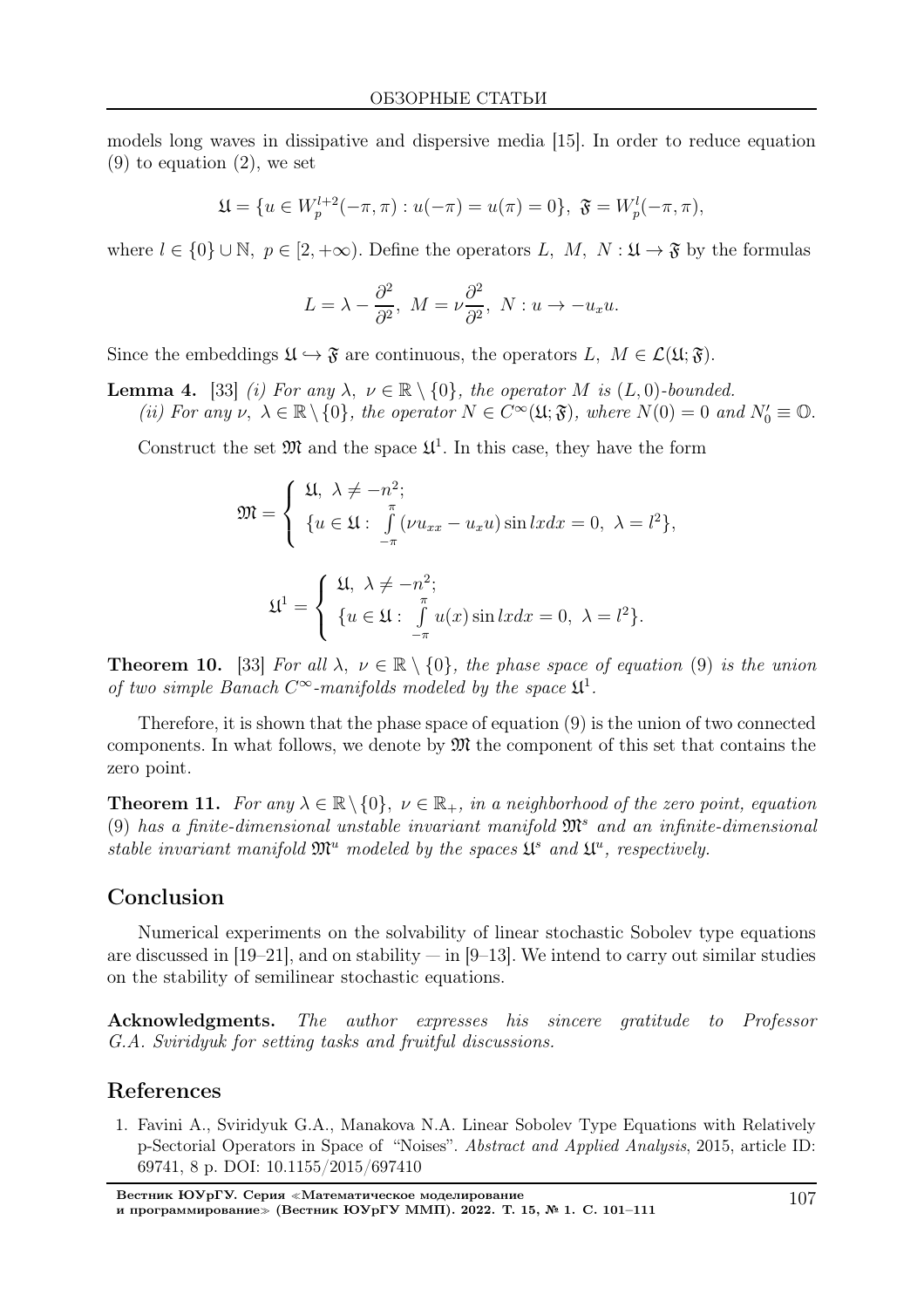models long waves in dissipative and dispersive media [15]. In order to reduce equation (9) to equation (2), we set

$$\mathfrak{U} = \{u \in W_p^{l+2}(-\pi, \pi) : u(-\pi) = u(\pi) = 0\},\ \mathfrak{F} = W_p^l(-\pi, \pi),$$

where $l \in \{0\} \cup \mathbb{N}$, $p \in [2, +\infty)$. Define the operators $L,\ M,\ N : \mathfrak{U} \to \mathfrak{F}$ by the formulas

$$L = \lambda - \frac{\partial^2}{\partial^2},\ M = \nu\frac{\partial^2}{\partial^2},\ N : u \to -u_x u.$$

Since the embeddings $\mathfrak{U} \hookrightarrow \mathfrak{F}$ are continuous, the operators $L,\ M \in \mathcal{L}(\mathfrak{U}; \mathfrak{F})$.

**Lemma 4.** [33] *(i) For any $\lambda,\ \nu \in \mathbb{R} \setminus \{0\}$, the operator $M$ is $(L, 0)$-bounded.*
*(ii) For any $\nu,\ \lambda \in \mathbb{R} \setminus \{0\}$, the operator $N \in C^\infty(\mathfrak{U}; \mathfrak{F})$, where $N(0) = 0$ and $N'_0 \equiv \mathbb{O}$.*

Construct the set $\mathfrak{M}$ and the space $\mathfrak{U}^1$. In this case, they have the form

$$\mathfrak{M} = \begin{cases} \mathfrak{U},\ \lambda \neq -n^2; \\ \{u \in \mathfrak{U} : \int\limits_{-\pi}^{\pi} (\nu u_{xx} - u_x u) \sin lx dx = 0,\ \lambda = l^2\}, \end{cases}$$

$$\mathfrak{U}^1 = \begin{cases} \mathfrak{U},\ \lambda \neq -n^2; \\ \{u \in \mathfrak{U} : \int\limits_{-\pi}^{\pi} u(x) \sin lx dx = 0,\ \lambda = l^2\}. \end{cases}$$

**Theorem 10.** [33] *For all $\lambda,\ \nu \in \mathbb{R} \setminus \{0\}$, the phase space of equation* (9) *is the union of two simple Banach $C^\infty$-manifolds modeled by the space $\mathfrak{U}^1$.*

Therefore, it is shown that the phase space of equation (9) is the union of two connected components. In what follows, we denote by $\mathfrak{M}$ the component of this set that contains the zero point.

**Theorem 11.** *For any $\lambda \in \mathbb{R} \setminus \{0\}$, $\nu \in \mathbb{R}_+$, in a neighborhood of the zero point, equation* (9) *has a finite-dimensional unstable invariant manifold $\mathfrak{M}^s$ and an infinite-dimensional stable invariant manifold $\mathfrak{M}^u$ modeled by the spaces $\mathfrak{U}^s$ and $\mathfrak{U}^u$, respectively.*

## Conclusion

Numerical experiments on the solvability of linear stochastic Sobolev type equations are discussed in [19–21], and on stability — in [9–13]. We intend to carry out similar studies on the stability of semilinear stochastic equations.

**Acknowledgments.** *The author expresses his sincere gratitude to Professor G.A. Sviridyuk for setting tasks and fruitful discussions.*

## References

1. Favini A., Sviridyuk G.A., Manakova N.A. Linear Sobolev Type Equations with Relatively p-Sectorial Operators in Space of "Noises". *Abstract and Applied Analysis*, 2015, article ID: 69741, 8 p. DOI: 10.1155/2015/697410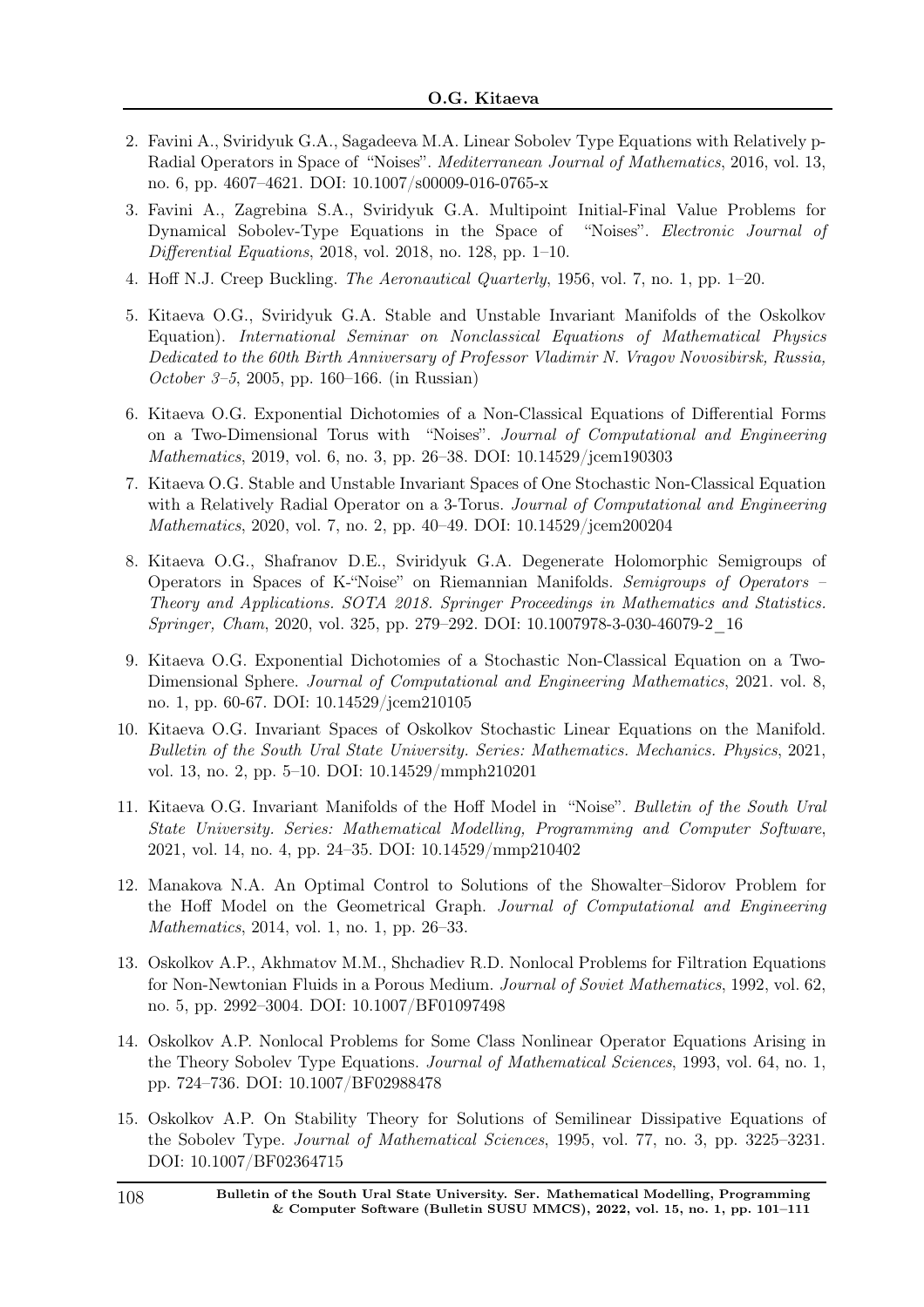2. Favini A., Sviridyuk G.A., Sagadeeva M.A. Linear Sobolev Type Equations with Relatively p-Radial Operators in Space of "Noises". *Mediterranean Journal of Mathematics*, 2016, vol. 13, no. 6, pp. 4607–4621. DOI: 10.1007/s00009-016-0765-x

3. Favini A., Zagrebina S.A., Sviridyuk G.A. Multipoint Initial-Final Value Problems for Dynamical Sobolev-Type Equations in the Space of "Noises". *Electronic Journal of Differential Equations*, 2018, vol. 2018, no. 128, pp. 1–10.

4. Hoff N.J. Creep Buckling. *The Aeronautical Quarterly*, 1956, vol. 7, no. 1, pp. 1–20.

5. Kitaeva O.G., Sviridyuk G.A. Stable and Unstable Invariant Manifolds of the Oskolkov Equation). *International Seminar on Nonclassical Equations of Mathematical Physics Dedicated to the 60th Birth Anniversary of Professor Vladimir N. Vragov Novosibirsk, Russia, October 3–5*, 2005, pp. 160–166. (in Russian)

6. Kitaeva O.G. Exponential Dichotomies of a Non-Classical Equations of Differential Forms on a Two-Dimensional Torus with "Noises". *Journal of Computational and Engineering Mathematics*, 2019, vol. 6, no. 3, pp. 26–38. DOI: 10.14529/jcem190303

7. Kitaeva O.G. Stable and Unstable Invariant Spaces of One Stochastic Non-Classical Equation with a Relatively Radial Operator on a 3-Torus. *Journal of Computational and Engineering Mathematics*, 2020, vol. 7, no. 2, pp. 40–49. DOI: 10.14529/jcem200204

8. Kitaeva O.G., Shafranov D.E., Sviridyuk G.A. Degenerate Holomorphic Semigroups of Operators in Spaces of K-"Noise" on Riemannian Manifolds. *Semigroups of Operators – Theory and Applications. SOTA 2018. Springer Proceedings in Mathematics and Statistics. Springer, Cham*, 2020, vol. 325, pp. 279–292. DOI: 10.1007978-3-030-46079-2_16

9. Kitaeva O.G. Exponential Dichotomies of a Stochastic Non-Classical Equation on a Two-Dimensional Sphere. *Journal of Computational and Engineering Mathematics*, 2021. vol. 8, no. 1, pp. 60-67. DOI: 10.14529/jcem210105

10. Kitaeva O.G. Invariant Spaces of Oskolkov Stochastic Linear Equations on the Manifold. *Bulletin of the South Ural State University. Series: Mathematics. Mechanics. Physics*, 2021, vol. 13, no. 2, pp. 5–10. DOI: 10.14529/mmph210201

11. Kitaeva O.G. Invariant Manifolds of the Hoff Model in "Noise". *Bulletin of the South Ural State University. Series: Mathematical Modelling, Programming and Computer Software*, 2021, vol. 14, no. 4, pp. 24–35. DOI: 10.14529/mmp210402

12. Manakova N.A. An Optimal Control to Solutions of the Showalter–Sidorov Problem for the Hoff Model on the Geometrical Graph. *Journal of Computational and Engineering Mathematics*, 2014, vol. 1, no. 1, pp. 26–33.

13. Oskolkov A.P., Akhmatov M.M., Shchadiev R.D. Nonlocal Problems for Filtration Equations for Non-Newtonian Fluids in a Porous Medium. *Journal of Soviet Mathematics*, 1992, vol. 62, no. 5, pp. 2992–3004. DOI: 10.1007/BF01097498

14. Oskolkov A.P. Nonlocal Problems for Some Class Nonlinear Operator Equations Arising in the Theory Sobolev Type Equations. *Journal of Mathematical Sciences*, 1993, vol. 64, no. 1, pp. 724–736. DOI: 10.1007/BF02988478

15. Oskolkov A.P. On Stability Theory for Solutions of Semilinear Dissipative Equations of the Sobolev Type. *Journal of Mathematical Sciences*, 1995, vol. 77, no. 3, pp. 3225–3231. DOI: 10.1007/BF02364715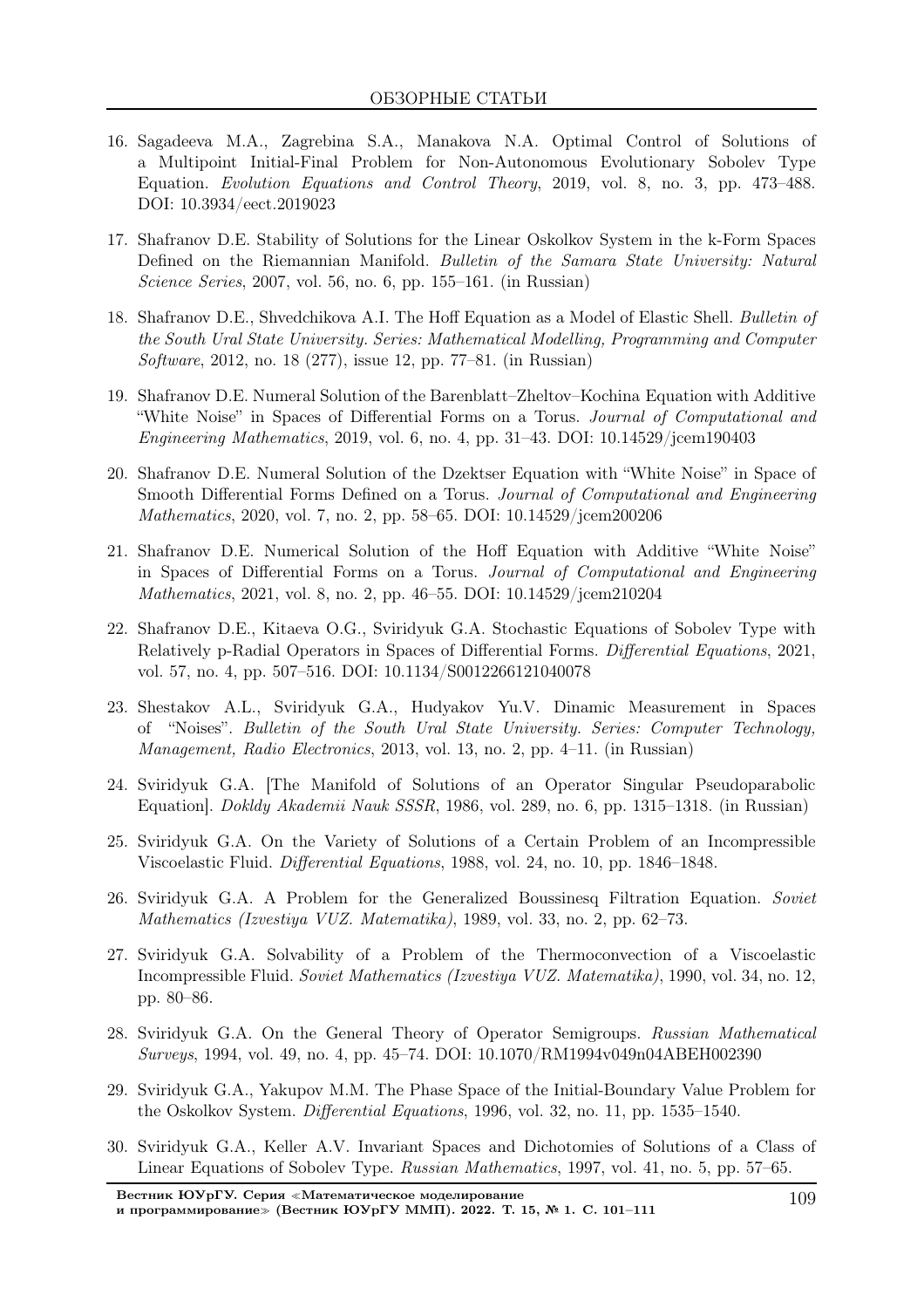16. Sagadeeva M.A., Zagrebina S.A., Manakova N.A. Optimal Control of Solutions of a Multipoint Initial-Final Problem for Non-Autonomous Evolutionary Sobolev Type Equation. *Evolution Equations and Control Theory*, 2019, vol. 8, no. 3, pp. 473–488. DOI: 10.3934/eect.2019023

17. Shafranov D.E. Stability of Solutions for the Linear Oskolkov System in the k-Form Spaces Defined on the Riemannian Manifold. *Bulletin of the Samara State University: Natural Science Series*, 2007, vol. 56, no. 6, pp. 155–161. (in Russian)

18. Shafranov D.E., Shvedchikova A.I. The Hoff Equation as a Model of Elastic Shell. *Bulletin of the South Ural State University. Series: Mathematical Modelling, Programming and Computer Software*, 2012, no. 18 (277), issue 12, pp. 77–81. (in Russian)

19. Shafranov D.E. Numeral Solution of the Barenblatt–Zheltov–Kochina Equation with Additive "White Noise" in Spaces of Differential Forms on a Torus. *Journal of Computational and Engineering Mathematics*, 2019, vol. 6, no. 4, pp. 31–43. DOI: 10.14529/jcem190403

20. Shafranov D.E. Numeral Solution of the Dzektser Equation with "White Noise" in Space of Smooth Differential Forms Defined on a Torus. *Journal of Computational and Engineering Mathematics*, 2020, vol. 7, no. 2, pp. 58–65. DOI: 10.14529/jcem200206

21. Shafranov D.E. Numerical Solution of the Hoff Equation with Additive "White Noise" in Spaces of Differential Forms on a Torus. *Journal of Computational and Engineering Mathematics*, 2021, vol. 8, no. 2, pp. 46–55. DOI: 10.14529/jcem210204

22. Shafranov D.E., Kitaeva O.G., Sviridyuk G.A. Stochastic Equations of Sobolev Type with Relatively p-Radial Operators in Spaces of Differential Forms. *Differential Equations*, 2021, vol. 57, no. 4, pp. 507–516. DOI: 10.1134/S0012266121040078

23. Shestakov A.L., Sviridyuk G.A., Hudyakov Yu.V. Dinamic Measurement in Spaces of "Noises". *Bulletin of the South Ural State University. Series: Computer Technology, Management, Radio Electronics*, 2013, vol. 13, no. 2, pp. 4–11. (in Russian)

24. Sviridyuk G.A. [The Manifold of Solutions of an Operator Singular Pseudoparabolic Equation]. *Dokldy Akademii Nauk SSSR*, 1986, vol. 289, no. 6, pp. 1315–1318. (in Russian)

25. Sviridyuk G.A. On the Variety of Solutions of a Certain Problem of an Incompressible Viscoelastic Fluid. *Differential Equations*, 1988, vol. 24, no. 10, pp. 1846–1848.

26. Sviridyuk G.A. A Problem for the Generalized Boussinesq Filtration Equation. *Soviet Mathematics (Izvestiya VUZ. Matematika)*, 1989, vol. 33, no. 2, pp. 62–73.

27. Sviridyuk G.A. Solvability of a Problem of the Thermoconvection of a Viscoelastic Incompressible Fluid. *Soviet Mathematics (Izvestiya VUZ. Matematika)*, 1990, vol. 34, no. 12, pp. 80–86.

28. Sviridyuk G.A. On the General Theory of Operator Semigroups. *Russian Mathematical Surveys*, 1994, vol. 49, no. 4, pp. 45–74. DOI: 10.1070/RM1994v049n04ABEH002390

29. Sviridyuk G.A., Yakupov M.M. The Phase Space of the Initial-Boundary Value Problem for the Oskolkov System. *Differential Equations*, 1996, vol. 32, no. 11, pp. 1535–1540.

30. Sviridyuk G.A., Keller A.V. Invariant Spaces and Dichotomies of Solutions of a Class of Linear Equations of Sobolev Type. *Russian Mathematics*, 1997, vol. 41, no. 5, pp. 57–65.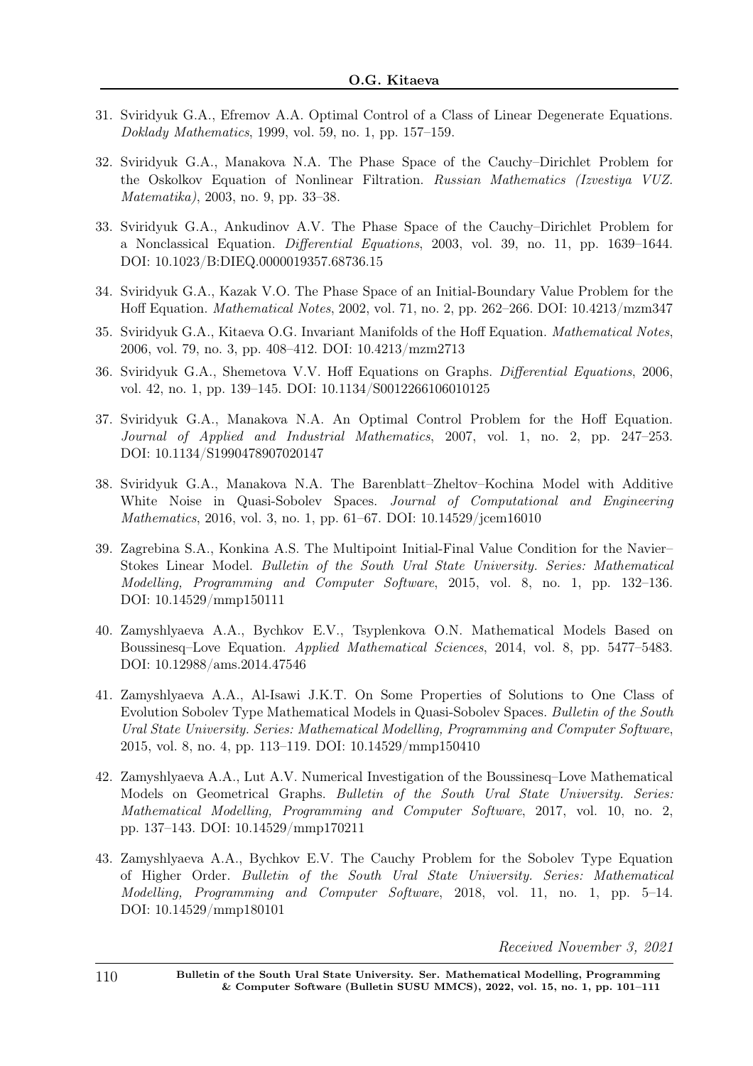31. Sviridyuk G.A., Efremov A.A. Optimal Control of a Class of Linear Degenerate Equations. *Doklady Mathematics*, 1999, vol. 59, no. 1, pp. 157–159.

32. Sviridyuk G.A., Manakova N.A. The Phase Space of the Cauchy–Dirichlet Problem for the Oskolkov Equation of Nonlinear Filtration. *Russian Mathematics (Izvestiya VUZ. Matematika)*, 2003, no. 9, pp. 33–38.

33. Sviridyuk G.A., Ankudinov A.V. The Phase Space of the Cauchy–Dirichlet Problem for a Nonclassical Equation. *Differential Equations*, 2003, vol. 39, no. 11, pp. 1639–1644. DOI: 10.1023/B:DIEQ.0000019357.68736.15

34. Sviridyuk G.A., Kazak V.O. The Phase Space of an Initial-Boundary Value Problem for the Hoff Equation. *Mathematical Notes*, 2002, vol. 71, no. 2, pp. 262–266. DOI: 10.4213/mzm347

35. Sviridyuk G.A., Kitaeva O.G. Invariant Manifolds of the Hoff Equation. *Mathematical Notes*, 2006, vol. 79, no. 3, pp. 408–412. DOI: 10.4213/mzm2713

36. Sviridyuk G.A., Shemetova V.V. Hoff Equations on Graphs. *Differential Equations*, 2006, vol. 42, no. 1, pp. 139–145. DOI: 10.1134/S0012266106010125

37. Sviridyuk G.A., Manakova N.A. An Optimal Control Problem for the Hoff Equation. *Journal of Applied and Industrial Mathematics*, 2007, vol. 1, no. 2, pp. 247–253. DOI: 10.1134/S1990478907020147

38. Sviridyuk G.A., Manakova N.A. The Barenblatt–Zheltov–Kochina Model with Additive White Noise in Quasi-Sobolev Spaces. *Journal of Computational and Engineering Mathematics*, 2016, vol. 3, no. 1, pp. 61–67. DOI: 10.14529/jcem16010

39. Zagrebina S.A., Konkina A.S. The Multipoint Initial-Final Value Condition for the Navier–Stokes Linear Model. *Bulletin of the South Ural State University. Series: Mathematical Modelling, Programming and Computer Software*, 2015, vol. 8, no. 1, pp. 132–136. DOI: 10.14529/mmp150111

40. Zamyshlyaeva A.A., Bychkov E.V., Tsyplenkova O.N. Mathematical Models Based on Boussinesq–Love Equation. *Applied Mathematical Sciences*, 2014, vol. 8, pp. 5477–5483. DOI: 10.12988/ams.2014.47546

41. Zamyshlyaeva A.A., Al-Isawi J.K.T. On Some Properties of Solutions to One Class of Evolution Sobolev Type Mathematical Models in Quasi-Sobolev Spaces. *Bulletin of the South Ural State University. Series: Mathematical Modelling, Programming and Computer Software*, 2015, vol. 8, no. 4, pp. 113–119. DOI: 10.14529/mmp150410

42. Zamyshlyaeva A.A., Lut A.V. Numerical Investigation of the Boussinesq–Love Mathematical Models on Geometrical Graphs. *Bulletin of the South Ural State University. Series: Mathematical Modelling, Programming and Computer Software*, 2017, vol. 10, no. 2, pp. 137–143. DOI: 10.14529/mmp170211

43. Zamyshlyaeva A.A., Bychkov E.V. The Cauchy Problem for the Sobolev Type Equation of Higher Order. *Bulletin of the South Ural State University. Series: Mathematical Modelling, Programming and Computer Software*, 2018, vol. 11, no. 1, pp. 5–14. DOI: 10.14529/mmp180101

*Received November 3, 2021*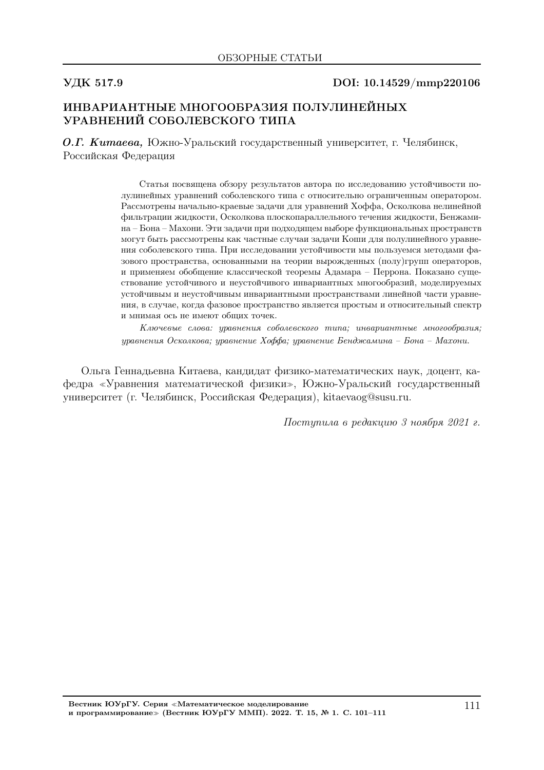ОБЗОРНЫЕ СТАТЬИ

**УДК 517.9** **DOI: 10.14529/mmp220106**

# ИНВАРИАНТНЫЕ МНОГООБРАЗИЯ ПОЛУЛИНЕЙНЫХ УРАВНЕНИЙ СОБОЛЕВСКОГО ТИПА

***О.Г. Китаева,*** Южно-Уральский государственный университет, г. Челябинск, Российская Федерация

Статья посвящена обзору результатов автора по исследованию устойчивости полулинейных уравнений соболевского типа с относительно ограниченным оператором. Рассмотрены начально-краевые задачи для уравнений Хоффа, Осколкова нелинейной фильтрации жидкости, Осколкова плоскопараллельного течения жидкости, Бенжамина – Бона – Махони. Эти задачи при подходящем выборе функциональных пространств могут быть рассмотрены как частные случаи задачи Коши для полулинейного уравнения соболевского типа. При исследовании устойчивости мы пользуемся методами фазового пространства, основанными на теории вырожденных (полу)групп операторов, и применяем обобщение классической теоремы Адамара – Перрона. Показано существование устойчивого и неустойчивого инвариантных многообразий, моделируемых устойчивым и неустойчивым инвариантными пространствами линейной части уравнения, в случае, когда фазовое пространство является простым и относительный спектр и мнимая ось не имеют общих точек.

*Ключевые слова: уравнения соболевского типа; инвариантные многообразия; уравнения Осколкова; уравнение Хоффа; уравнение Бенджамина – Бона – Махони.*

Ольга Геннадьевна Китаева, кандидат физико-математических наук, доцент, кафедра «Уравнения математической физики», Южно-Уральский государственный университет (г. Челябинск, Российская Федерация), kitaevaog@susu.ru.

*Поступила в редакцию 3 ноября 2021 г.*